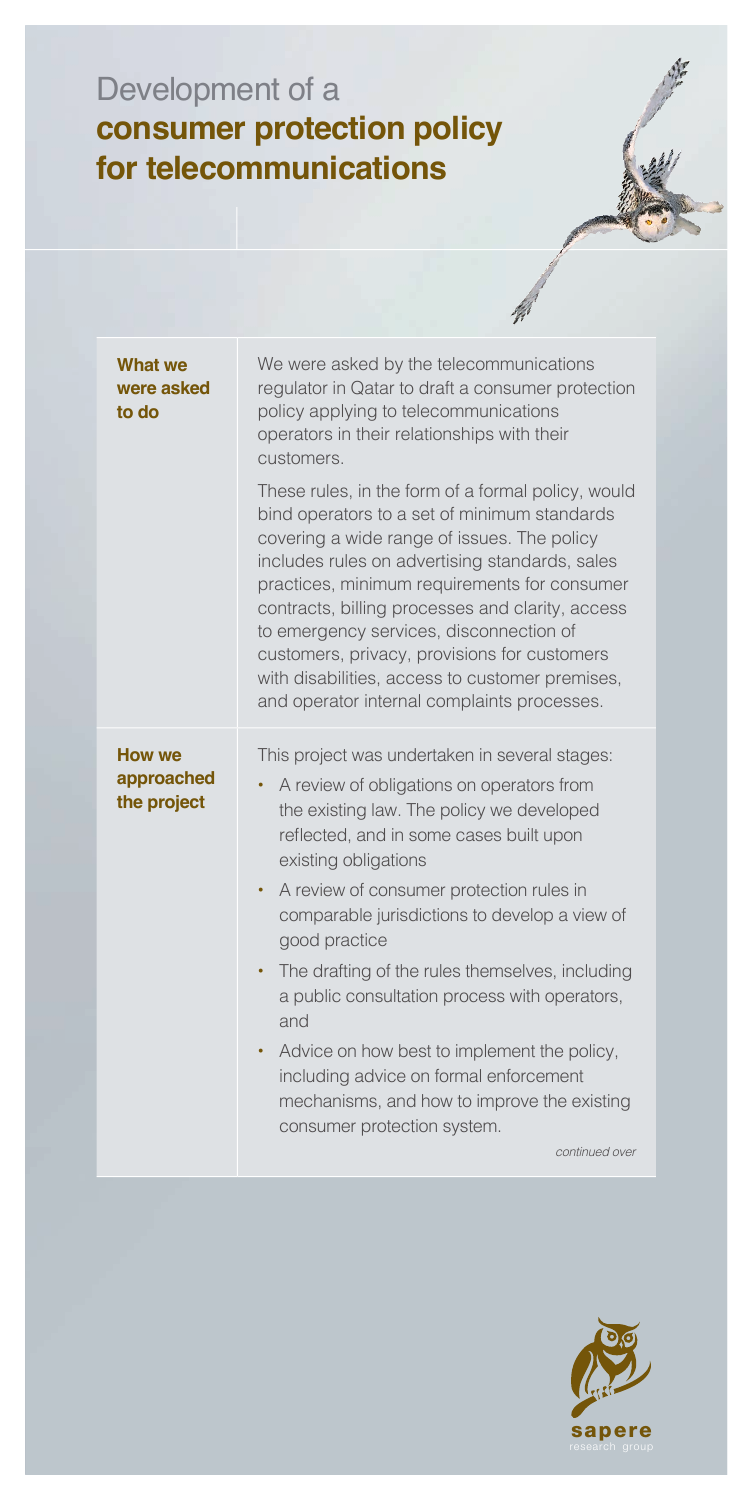# Development of a **consumer protection policy for telecommunications**

| | |
|---|---|
| **What we were asked to do** | We were asked by the telecommunications regulator in Qatar to draft a consumer protection policy applying to telecommunications operators in their relationships with their customers.<br><br>These rules, in the form of a formal policy, would bind operators to a set of minimum standards covering a wide range of issues. The policy includes rules on advertising standards, sales practices, minimum requirements for consumer contracts, billing processes and clarity, access to emergency services, disconnection of customers, privacy, provisions for customers with disabilities, access to customer premises, and operator internal complaints processes. |
| **How we approached the project** | This project was undertaken in several stages:<br><br>• A review of obligations on operators from the existing law. The policy we developed reflected, and in some cases built upon existing obligations<br>• A review of consumer protection rules in comparable jurisdictions to develop a view of good practice<br>• The drafting of the rules themselves, including a public consultation process with operators, and<br>• Advice on how best to implement the policy, including advice on formal enforcement mechanisms, and how to improve the existing consumer protection system.<br><br>*continued over* |

sapere
research group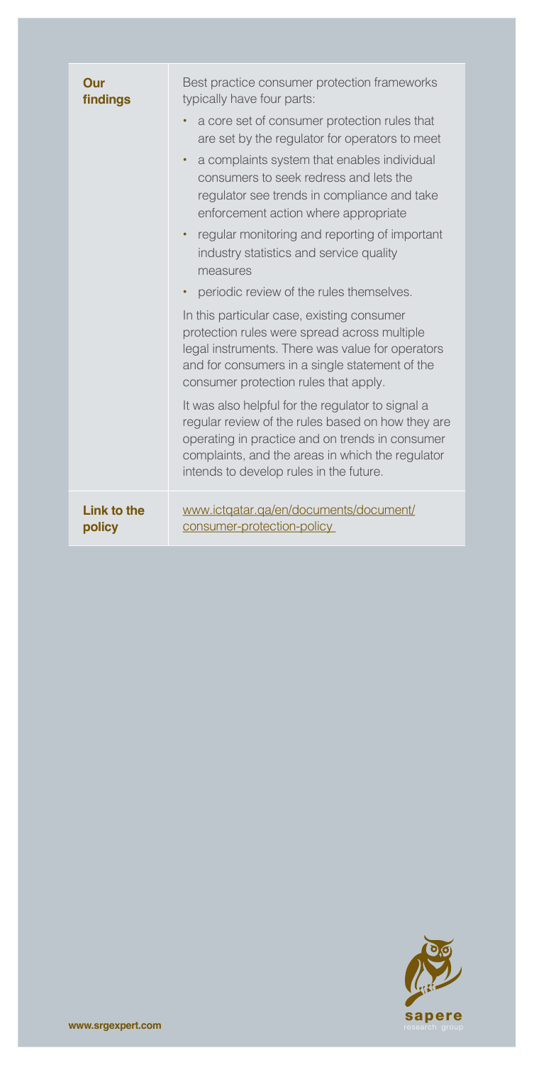| | |
|---|---|
| **Our findings** | Best practice consumer protection frameworks typically have four parts:<br>• a core set of consumer protection rules that are set by the regulator for operators to meet<br>• a complaints system that enables individual consumers to seek redress and lets the regulator see trends in compliance and take enforcement action where appropriate<br>• regular monitoring and reporting of important industry statistics and service quality measures<br>• periodic review of the rules themselves.<br><br>In this particular case, existing consumer protection rules were spread across multiple legal instruments. There was value for operators and for consumers in a single statement of the consumer protection rules that apply.<br><br>It was also helpful for the regulator to signal a regular review of the rules based on how they are operating in practice and on trends in consumer complaints, and the areas in which the regulator intends to develop rules in the future. |
| **Link to the policy** | www.ictqatar.qa/en/documents/document/consumer-protection-policy |

sapere research group

www.srgexpert.com